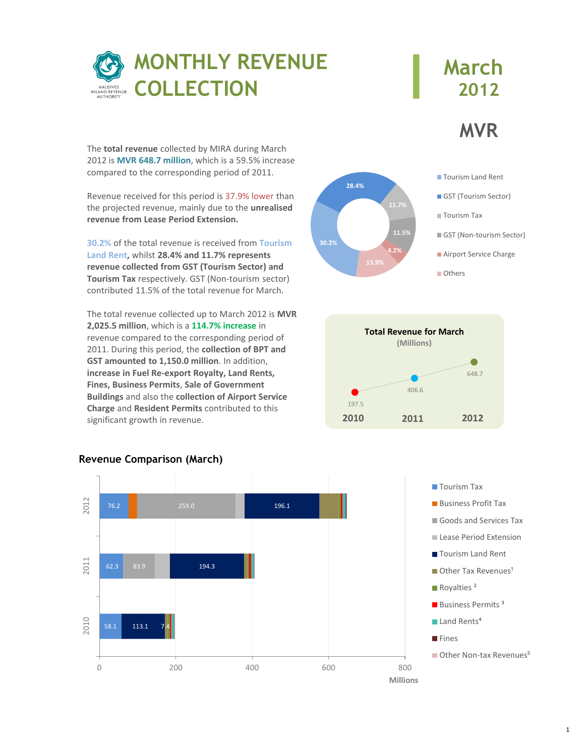# MONTHLY REVENUE COLLECTION

**March 2012**

**MVR**

The **total revenue** collected by MIRA during March 2012 is **MVR 648.7 million**, which is a 59.5% increase compared to the corresponding period of 2011.

Revenue received for this period is 37.9% lower than the projected revenue, mainly due to the **unrealised revenue from Lease Period Extension.**

30.2% of the total revenue is received from Tourism Land Rent**, whilst 28.4% and 11.7% represents revenue collected from GST (Tourism Sector) and Tourism Tax** respectively. GST (Non-tourism sector) contributed 11.5% of the total revenue for March.

The total revenue collected up to March 2012 is **MVR 2,025.5 million**, which is a **114.7% increase** in revenue compared to the corresponding period of 2011. During this period, the **collection of BPT and GST amounted to 1,150.0 million**. In addition, **increase in Fuel Re-export Royalty, Land Rents, Fines, Business Permits**, **Sale of Government Buildings** and also the **collection of Airport Service Charge** and **Resident Permits** contributed to this significant growth in revenue.

| Category | Share |
|---|---|
| Tourism Land Rent | 30.2% |
| GST (Tourism Sector) | 28.4% |
| Tourism Tax | 11.7% |
| GST (Non-tourism Sector) | 11.5% |
| Airport Service Charge | 4.2% |
| Others | 13.9% |

**Total Revenue for March (Millions)**

| 2010 | 2011 | 2012 |
|---|---|---|
| 197.5 | 406.6 | 648.7 |

## Revenue Comparison (March)

| Year | Tourism Tax | Goods and Services Tax | Tourism Land Rent | Other labelled |
|---|---|---|---|---|
| 2012 | 76.2 | 259.0 | 196.1 | |
| 2011 | 62.3 | 83.9 | 194.3 | |
| 2010 | 58.1 | | 113.1 | 7.4 |

Legend: Tourism Tax, Business Profit Tax, Goods and Services Tax, Lease Period Extension, Tourism Land Rent, Other Tax Revenues[1], Royalties [2], Business Permits [3], Land Rents[4], Fines, Other Non-tax Revenues[5]

Millions (axis: 0, 200, 400, 600, 800)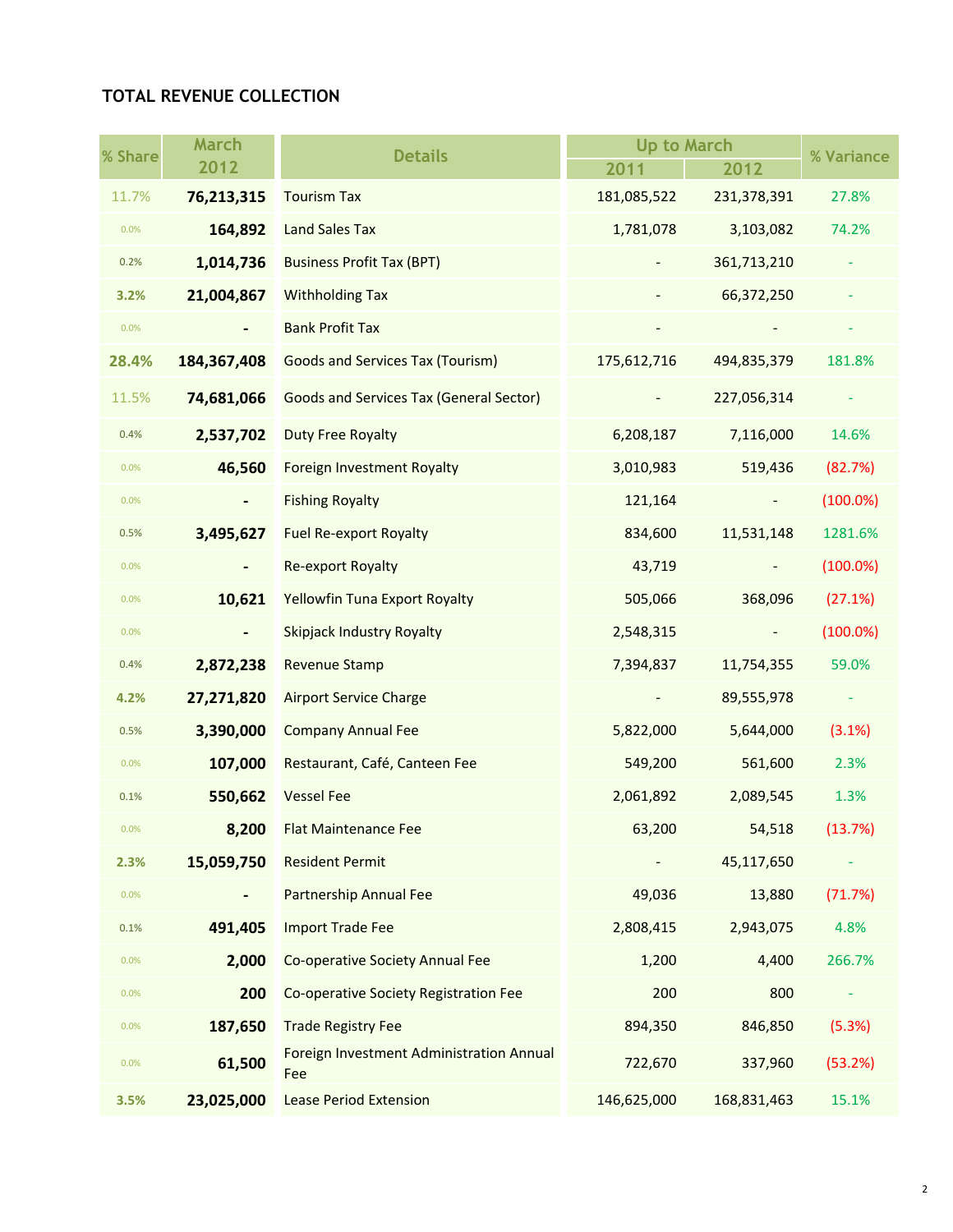## TOTAL REVENUE COLLECTION

| % Share | March 2012 | Details | Up to March | | % Variance |
|---|---|---|---|---|---|
| | | | 2011 | 2012 | |
| 11.7% | 76,213,315 | Tourism Tax | 181,085,522 | 231,378,391 | 27.8% |
| 0.0% | 164,892 | Land Sales Tax | 1,781,078 | 3,103,082 | 74.2% |
| 0.2% | 1,014,736 | Business Profit Tax (BPT) | - | 361,713,210 | - |
| 3.2% | 21,004,867 | Withholding Tax | - | 66,372,250 | - |
| 0.0% | - | Bank Profit Tax | - | - | - |
| 28.4% | 184,367,408 | Goods and Services Tax (Tourism) | 175,612,716 | 494,835,379 | 181.8% |
| 11.5% | 74,681,066 | Goods and Services Tax (General Sector) | - | 227,056,314 | - |
| 0.4% | 2,537,702 | Duty Free Royalty | 6,208,187 | 7,116,000 | 14.6% |
| 0.0% | 46,560 | Foreign Investment Royalty | 3,010,983 | 519,436 | (82.7%) |
| 0.0% | - | Fishing Royalty | 121,164 | - | (100.0%) |
| 0.5% | 3,495,627 | Fuel Re-export Royalty | 834,600 | 11,531,148 | 1281.6% |
| 0.0% | - | Re-export Royalty | 43,719 | - | (100.0%) |
| 0.0% | 10,621 | Yellowfin Tuna Export Royalty | 505,066 | 368,096 | (27.1%) |
| 0.0% | - | Skipjack Industry Royalty | 2,548,315 | - | (100.0%) |
| 0.4% | 2,872,238 | Revenue Stamp | 7,394,837 | 11,754,355 | 59.0% |
| 4.2% | 27,271,820 | Airport Service Charge | - | 89,555,978 | - |
| 0.5% | 3,390,000 | Company Annual Fee | 5,822,000 | 5,644,000 | (3.1%) |
| 0.0% | 107,000 | Restaurant, Café, Canteen Fee | 549,200 | 561,600 | 2.3% |
| 0.1% | 550,662 | Vessel Fee | 2,061,892 | 2,089,545 | 1.3% |
| 0.0% | 8,200 | Flat Maintenance Fee | 63,200 | 54,518 | (13.7%) |
| 2.3% | 15,059,750 | Resident Permit | - | 45,117,650 | - |
| 0.0% | - | Partnership Annual Fee | 49,036 | 13,880 | (71.7%) |
| 0.1% | 491,405 | Import Trade Fee | 2,808,415 | 2,943,075 | 4.8% |
| 0.0% | 2,000 | Co-operative Society Annual Fee | 1,200 | 4,400 | 266.7% |
| 0.0% | 200 | Co-operative Society Registration Fee | 200 | 800 | - |
| 0.0% | 187,650 | Trade Registry Fee | 894,350 | 846,850 | (5.3%) |
| 0.0% | 61,500 | Foreign Investment Administration Annual Fee | 722,670 | 337,960 | (53.2%) |
| 3.5% | 23,025,000 | Lease Period Extension | 146,625,000 | 168,831,463 | 15.1% |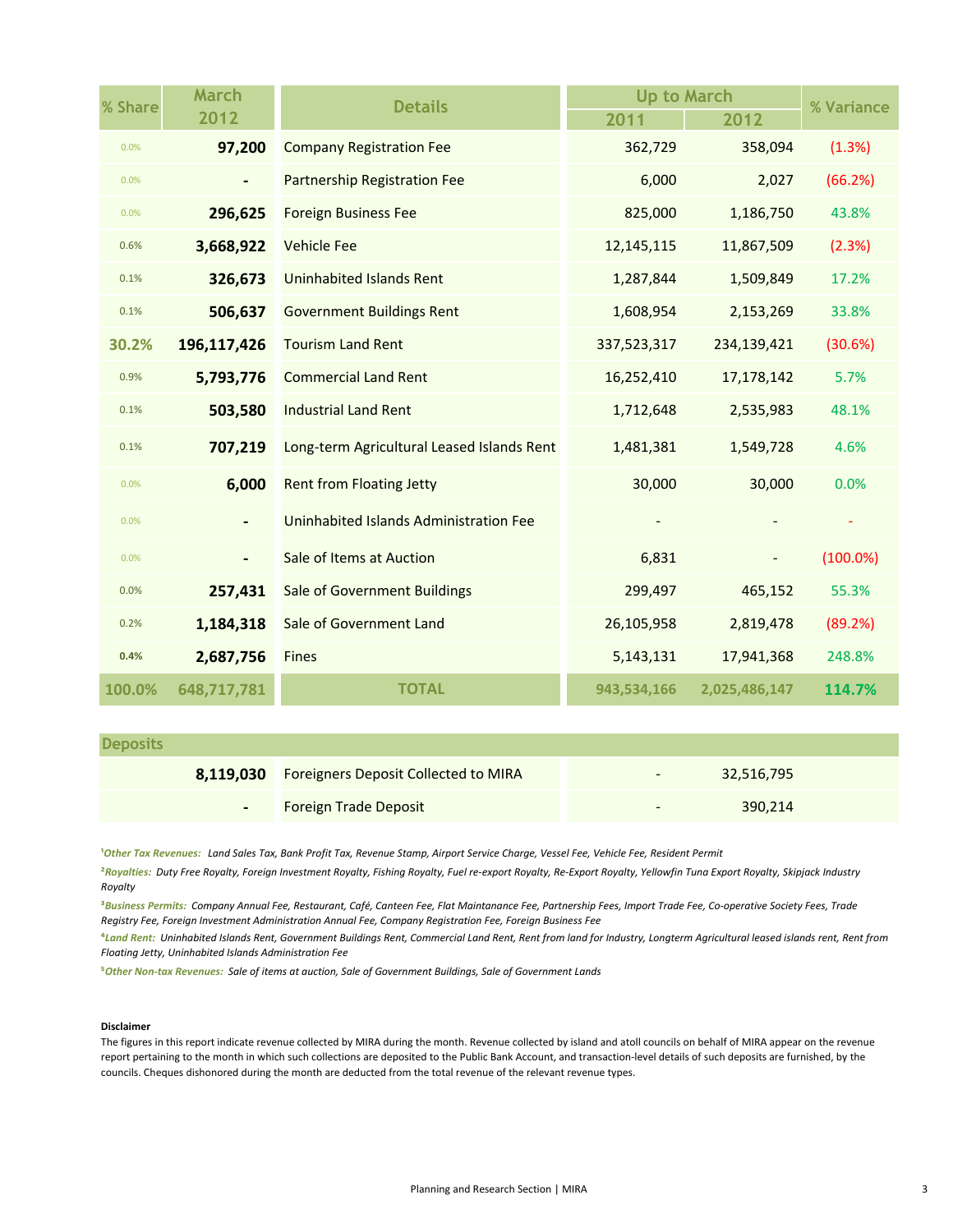| % Share | March 2012 | Details | Up to March 2011 | Up to March 2012 | % Variance |
|---|---|---|---|---|---|
| 0.0% | 97,200 | Company Registration Fee | 362,729 | 358,094 | (1.3%) |
| 0.0% | - | Partnership Registration Fee | 6,000 | 2,027 | (66.2%) |
| 0.0% | 296,625 | Foreign Business Fee | 825,000 | 1,186,750 | 43.8% |
| 0.6% | 3,668,922 | Vehicle Fee | 12,145,115 | 11,867,509 | (2.3%) |
| 0.1% | 326,673 | Uninhabited Islands Rent | 1,287,844 | 1,509,849 | 17.2% |
| 0.1% | 506,637 | Government Buildings Rent | 1,608,954 | 2,153,269 | 33.8% |
| 30.2% | 196,117,426 | Tourism Land Rent | 337,523,317 | 234,139,421 | (30.6%) |
| 0.9% | 5,793,776 | Commercial Land Rent | 16,252,410 | 17,178,142 | 5.7% |
| 0.1% | 503,580 | Industrial Land Rent | 1,712,648 | 2,535,983 | 48.1% |
| 0.1% | 707,219 | Long-term Agricultural Leased Islands Rent | 1,481,381 | 1,549,728 | 4.6% |
| 0.0% | 6,000 | Rent from Floating Jetty | 30,000 | 30,000 | 0.0% |
| 0.0% | - | Uninhabited Islands Administration Fee | - | - | - |
| 0.0% | - | Sale of Items at Auction | 6,831 | - | (100.0%) |
| 0.0% | 257,431 | Sale of Government Buildings | 299,497 | 465,152 | 55.3% |
| 0.2% | 1,184,318 | Sale of Government Land | 26,105,958 | 2,819,478 | (89.2%) |
| 0.4% | 2,687,756 | Fines | 5,143,131 | 17,941,368 | 248.8% |
| 100.0% | 648,717,781 | TOTAL | 943,534,166 | 2,025,486,147 | 114.7% |

**Deposits**

| | March 2012 | Details | Up to March 2011 | Up to March 2012 | |
|---|---|---|---|---|---|
| | 8,119,030 | Foreigners Deposit Collected to MIRA | - | 32,516,795 | |
| | - | Foreign Trade Deposit | - | 390,214 | |

[1]*Other Tax Revenues:* *Land Sales Tax, Bank Profit Tax, Revenue Stamp, Airport Service Charge, Vessel Fee, Vehicle Fee, Resident Permit*

[2]*Royalties:* *Duty Free Royalty, Foreign Investment Royalty, Fishing Royalty, Fuel re-export Royalty, Re-Export Royalty, Yellowfin Tuna Export Royalty, Skipjack Industry Royalty*

[3]*Business Permits:* *Company Annual Fee, Restaurant, Café, Canteen Fee, Flat Maintanance Fee, Partnership Fees, Import Trade Fee, Co-operative Society Fees, Trade Registry Fee, Foreign Investment Administration Annual Fee, Company Registration Fee, Foreign Business Fee*

[4]*Land Rent:* *Uninhabited Islands Rent, Government Buildings Rent, Commercial Land Rent, Rent from land for Industry, Longterm Agricultural leased islands rent, Rent from Floating Jetty, Uninhabited Islands Administration Fee*

[5]*Other Non-tax Revenues:* *Sale of items at auction, Sale of Government Buildings, Sale of Government Lands*

**Disclaimer**

The figures in this report indicate revenue collected by MIRA during the month. Revenue collected by island and atoll councils on behalf of MIRA appear on the revenue report pertaining to the month in which such collections are deposited to the Public Bank Account, and transaction-level details of such deposits are furnished, by the councils. Cheques dishonored during the month are deducted from the total revenue of the relevant revenue types.